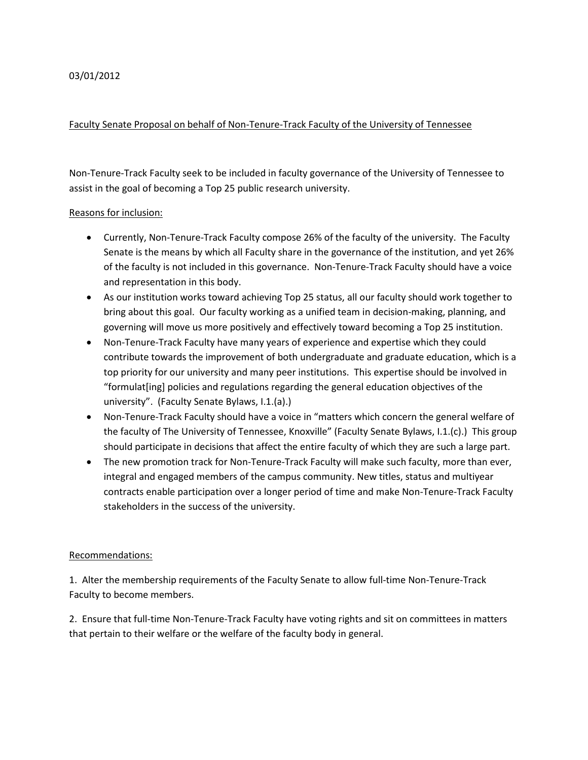03/01/2012

Faculty Senate Proposal on behalf of Non-Tenure-Track Faculty of the University of Tennessee

Non-Tenure-Track Faculty seek to be included in faculty governance of the University of Tennessee to assist in the goal of becoming a Top 25 public research university.

Reasons for inclusion:

- Currently, Non-Tenure-Track Faculty compose 26% of the faculty of the university. The Faculty Senate is the means by which all Faculty share in the governance of the institution, and yet 26% of the faculty is not included in this governance. Non-Tenure-Track Faculty should have a voice and representation in this body.
- As our institution works toward achieving Top 25 status, all our faculty should work together to bring about this goal. Our faculty working as a unified team in decision-making, planning, and governing will move us more positively and effectively toward becoming a Top 25 institution.
- Non-Tenure-Track Faculty have many years of experience and expertise which they could contribute towards the improvement of both undergraduate and graduate education, which is a top priority for our university and many peer institutions. This expertise should be involved in "formulat[ing] policies and regulations regarding the general education objectives of the university". (Faculty Senate Bylaws, I.1.(a).)
- Non-Tenure-Track Faculty should have a voice in "matters which concern the general welfare of the faculty of The University of Tennessee, Knoxville" (Faculty Senate Bylaws, I.1.(c).) This group should participate in decisions that affect the entire faculty of which they are such a large part.
- The new promotion track for Non-Tenure-Track Faculty will make such faculty, more than ever, integral and engaged members of the campus community. New titles, status and multiyear contracts enable participation over a longer period of time and make Non-Tenure-Track Faculty stakeholders in the success of the university.

Recommendations:

1. Alter the membership requirements of the Faculty Senate to allow full-time Non-Tenure-Track Faculty to become members.

2. Ensure that full-time Non-Tenure-Track Faculty have voting rights and sit on committees in matters that pertain to their welfare or the welfare of the faculty body in general.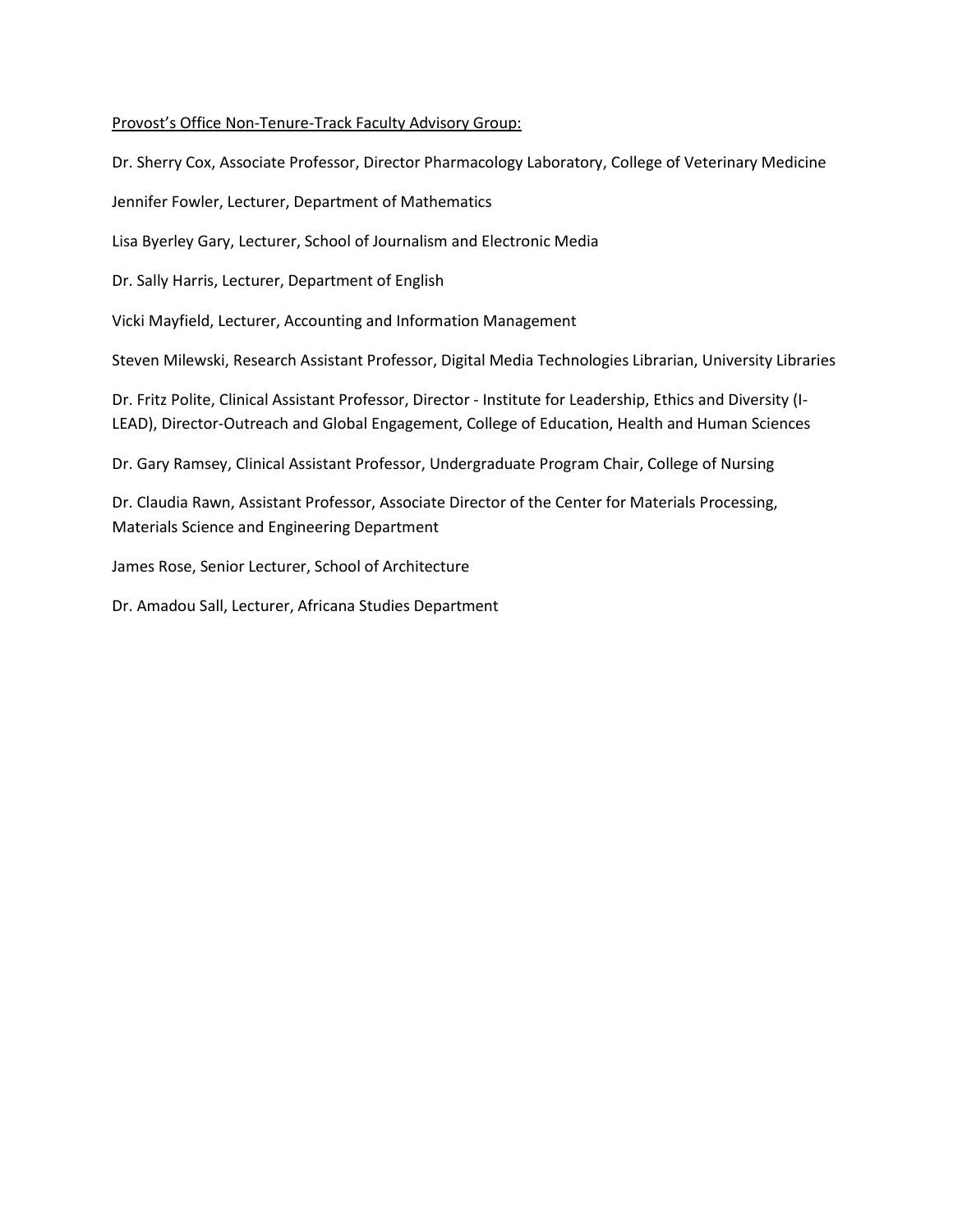Provost's Office Non-Tenure-Track Faculty Advisory Group:

Dr. Sherry Cox, Associate Professor, Director Pharmacology Laboratory, College of Veterinary Medicine

Jennifer Fowler, Lecturer, Department of Mathematics

Lisa Byerley Gary, Lecturer, School of Journalism and Electronic Media

Dr. Sally Harris, Lecturer, Department of English

Vicki Mayfield, Lecturer, Accounting and Information Management

Steven Milewski, Research Assistant Professor, Digital Media Technologies Librarian, University Libraries

Dr. Fritz Polite, Clinical Assistant Professor, Director - Institute for Leadership, Ethics and Diversity (I-LEAD), Director-Outreach and Global Engagement, College of Education, Health and Human Sciences

Dr. Gary Ramsey, Clinical Assistant Professor, Undergraduate Program Chair, College of Nursing

Dr. Claudia Rawn, Assistant Professor, Associate Director of the Center for Materials Processing, Materials Science and Engineering Department

James Rose, Senior Lecturer, School of Architecture

Dr. Amadou Sall, Lecturer, Africana Studies Department